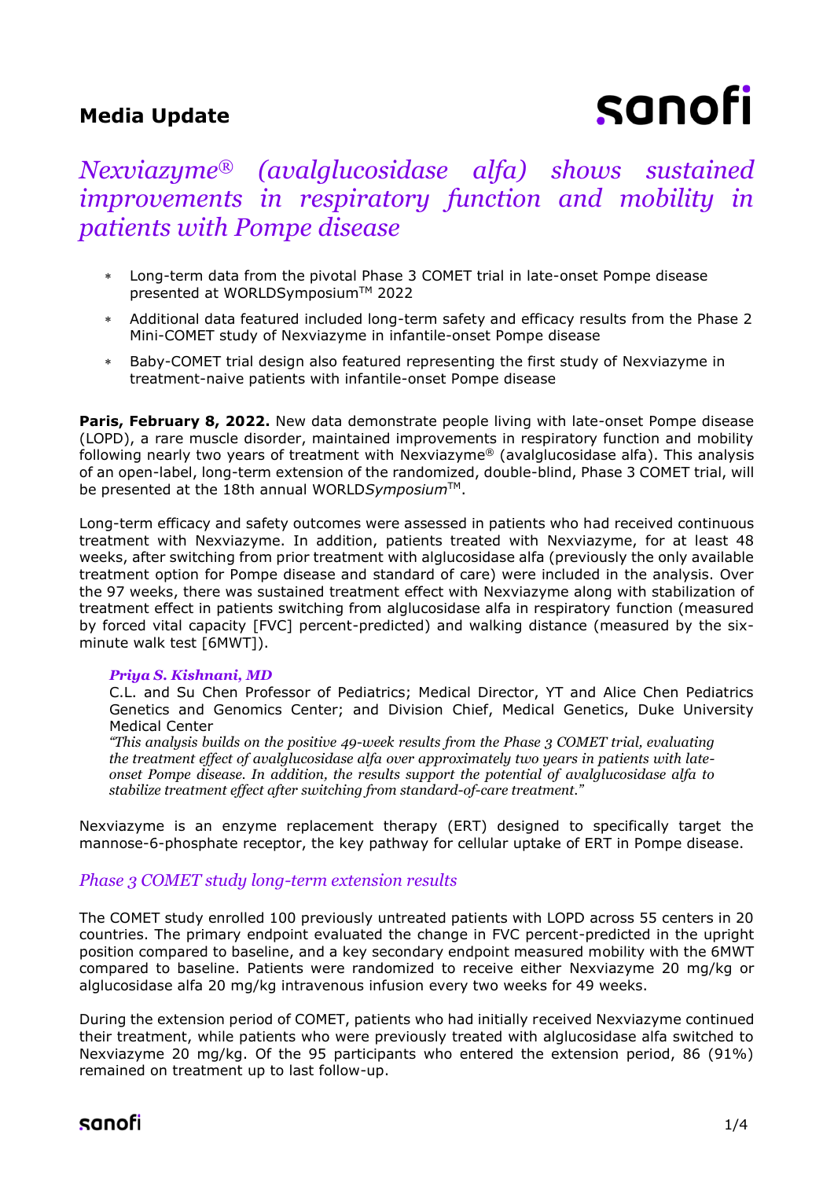**Media Update**

# *Nexviazyme® (avalglucosidase alfa) shows sustained improvements in respiratory function and mobility in patients with Pompe disease*

* Long-term data from the pivotal Phase 3 COMET trial in late-onset Pompe disease presented at WORLDSymposium™ 2022
* Additional data featured included long-term safety and efficacy results from the Phase 2 Mini-COMET study of Nexviazyme in infantile-onset Pompe disease
* Baby-COMET trial design also featured representing the first study of Nexviazyme in treatment-naive patients with infantile-onset Pompe disease

**Paris, February 8, 2022.** New data demonstrate people living with late-onset Pompe disease (LOPD), a rare muscle disorder, maintained improvements in respiratory function and mobility following nearly two years of treatment with Nexviazyme® (avalglucosidase alfa). This analysis of an open-label, long-term extension of the randomized, double-blind, Phase 3 COMET trial, will be presented at the 18th annual WORLD*Symposium*™.

Long-term efficacy and safety outcomes were assessed in patients who had received continuous treatment with Nexviazyme. In addition, patients treated with Nexviazyme, for at least 48 weeks, after switching from prior treatment with alglucosidase alfa (previously the only available treatment option for Pompe disease and standard of care) were included in the analysis. Over the 97 weeks, there was sustained treatment effect with Nexviazyme along with stabilization of treatment effect in patients switching from alglucosidase alfa in respiratory function (measured by forced vital capacity [FVC] percent-predicted) and walking distance (measured by the six-minute walk test [6MWT]).

***Priya S. Kishnani, MD***
C.L. and Su Chen Professor of Pediatrics; Medical Director, YT and Alice Chen Pediatrics Genetics and Genomics Center; and Division Chief, Medical Genetics, Duke University Medical Center
*"This analysis builds on the positive 49-week results from the Phase 3 COMET trial, evaluating the treatment effect of avalglucosidase alfa over approximately two years in patients with late-onset Pompe disease. In addition, the results support the potential of avalglucosidase alfa to stabilize treatment effect after switching from standard-of-care treatment."*

Nexviazyme is an enzyme replacement therapy (ERT) designed to specifically target the mannose-6-phosphate receptor, the key pathway for cellular uptake of ERT in Pompe disease.

## *Phase 3 COMET study long-term extension results*

The COMET study enrolled 100 previously untreated patients with LOPD across 55 centers in 20 countries. The primary endpoint evaluated the change in FVC percent-predicted in the upright position compared to baseline, and a key secondary endpoint measured mobility with the 6MWT compared to baseline. Patients were randomized to receive either Nexviazyme 20 mg/kg or alglucosidase alfa 20 mg/kg intravenous infusion every two weeks for 49 weeks.

During the extension period of COMET, patients who had initially received Nexviazyme continued their treatment, while patients who were previously treated with alglucosidase alfa switched to Nexviazyme 20 mg/kg. Of the 95 participants who entered the extension period, 86 (91%) remained on treatment up to last follow-up.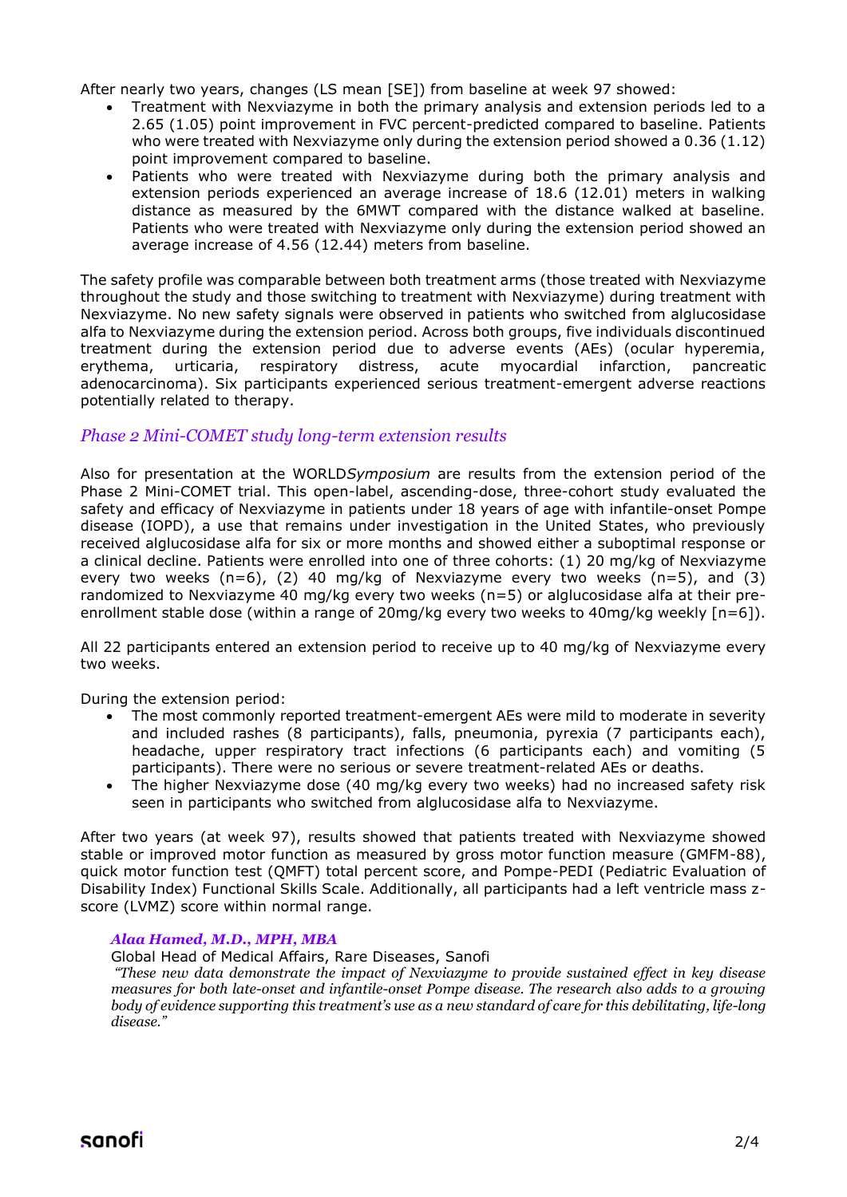After nearly two years, changes (LS mean [SE]) from baseline at week 97 showed:

- Treatment with Nexviazyme in both the primary analysis and extension periods led to a 2.65 (1.05) point improvement in FVC percent-predicted compared to baseline. Patients who were treated with Nexviazyme only during the extension period showed a 0.36 (1.12) point improvement compared to baseline.
- Patients who were treated with Nexviazyme during both the primary analysis and extension periods experienced an average increase of 18.6 (12.01) meters in walking distance as measured by the 6MWT compared with the distance walked at baseline. Patients who were treated with Nexviazyme only during the extension period showed an average increase of 4.56 (12.44) meters from baseline.

The safety profile was comparable between both treatment arms (those treated with Nexviazyme throughout the study and those switching to treatment with Nexviazyme) during treatment with Nexviazyme. No new safety signals were observed in patients who switched from alglucosidase alfa to Nexviazyme during the extension period. Across both groups, five individuals discontinued treatment during the extension period due to adverse events (AEs) (ocular hyperemia, erythema, urticaria, respiratory distress, acute myocardial infarction, pancreatic adenocarcinoma). Six participants experienced serious treatment-emergent adverse reactions potentially related to therapy.

## *Phase 2 Mini-COMET study long-term extension results*

Also for presentation at the WORLD*Symposium* are results from the extension period of the Phase 2 Mini-COMET trial. This open-label, ascending-dose, three-cohort study evaluated the safety and efficacy of Nexviazyme in patients under 18 years of age with infantile-onset Pompe disease (IOPD), a use that remains under investigation in the United States, who previously received alglucosidase alfa for six or more months and showed either a suboptimal response or a clinical decline. Patients were enrolled into one of three cohorts: (1) 20 mg/kg of Nexviazyme every two weeks (n=6), (2) 40 mg/kg of Nexviazyme every two weeks (n=5), and (3) randomized to Nexviazyme 40 mg/kg every two weeks (n=5) or alglucosidase alfa at their pre-enrollment stable dose (within a range of 20mg/kg every two weeks to 40mg/kg weekly [n=6]).

All 22 participants entered an extension period to receive up to 40 mg/kg of Nexviazyme every two weeks.

During the extension period:

- The most commonly reported treatment-emergent AEs were mild to moderate in severity and included rashes (8 participants), falls, pneumonia, pyrexia (7 participants each), headache, upper respiratory tract infections (6 participants each) and vomiting (5 participants). There were no serious or severe treatment-related AEs or deaths.
- The higher Nexviazyme dose (40 mg/kg every two weeks) had no increased safety risk seen in participants who switched from alglucosidase alfa to Nexviazyme.

After two years (at week 97), results showed that patients treated with Nexviazyme showed stable or improved motor function as measured by gross motor function measure (GMFM-88), quick motor function test (QMFT) total percent score, and Pompe-PEDI (Pediatric Evaluation of Disability Index) Functional Skills Scale. Additionally, all participants had a left ventricle mass z-score (LVMZ) score within normal range.

***Alaa Hamed, M.D., MPH, MBA***
Global Head of Medical Affairs, Rare Diseases, Sanofi
*"These new data demonstrate the impact of Nexviazyme to provide sustained effect in key disease measures for both late-onset and infantile-onset Pompe disease. The research also adds to a growing body of evidence supporting this treatment's use as a new standard of care for this debilitating, life-long disease."*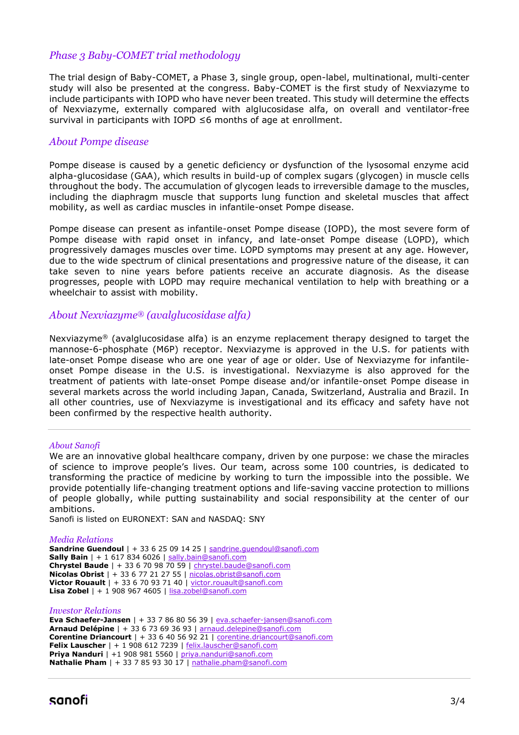## *Phase 3 Baby-COMET trial methodology*

The trial design of Baby-COMET, a Phase 3, single group, open-label, multinational, multi-center study will also be presented at the congress. Baby-COMET is the first study of Nexviazyme to include participants with IOPD who have never been treated. This study will determine the effects of Nexviazyme, externally compared with alglucosidase alfa, on overall and ventilator-free survival in participants with IOPD ≤6 months of age at enrollment.

## *About Pompe disease*

Pompe disease is caused by a genetic deficiency or dysfunction of the lysosomal enzyme acid alpha-glucosidase (GAA), which results in build-up of complex sugars (glycogen) in muscle cells throughout the body. The accumulation of glycogen leads to irreversible damage to the muscles, including the diaphragm muscle that supports lung function and skeletal muscles that affect mobility, as well as cardiac muscles in infantile-onset Pompe disease.

Pompe disease can present as infantile-onset Pompe disease (IOPD), the most severe form of Pompe disease with rapid onset in infancy, and late-onset Pompe disease (LOPD), which progressively damages muscles over time. LOPD symptoms may present at any age. However, due to the wide spectrum of clinical presentations and progressive nature of the disease, it can take seven to nine years before patients receive an accurate diagnosis. As the disease progresses, people with LOPD may require mechanical ventilation to help with breathing or a wheelchair to assist with mobility.

## *About Nexviazyme® (avalglucosidase alfa)*

Nexviazyme® (avalglucosidase alfa) is an enzyme replacement therapy designed to target the mannose-6-phosphate (M6P) receptor. Nexviazyme is approved in the U.S. for patients with late-onset Pompe disease who are one year of age or older. Use of Nexviazyme for infantile-onset Pompe disease in the U.S. is investigational. Nexviazyme is also approved for the treatment of patients with late-onset Pompe disease and/or infantile-onset Pompe disease in several markets across the world including Japan, Canada, Switzerland, Australia and Brazil. In all other countries, use of Nexviazyme is investigational and its efficacy and safety have not been confirmed by the respective health authority.

---

*About Sanofi*

We are an innovative global healthcare company, driven by one purpose: we chase the miracles of science to improve people's lives. Our team, across some 100 countries, is dedicated to transforming the practice of medicine by working to turn the impossible into the possible. We provide potentially life-changing treatment options and life-saving vaccine protection to millions of people globally, while putting sustainability and social responsibility at the center of our ambitions.

Sanofi is listed on EURONEXT: SAN and NASDAQ: SNY

*Media Relations*

**Sandrine Guendoul** | + 33 6 25 09 14 25 | sandrine.guendoul@sanofi.com
**Sally Bain** | + 1 617 834 6026 | sally.bain@sanofi.com
**Chrystel Baude** | + 33 6 70 98 70 59 | chrystel.baude@sanofi.com
**Nicolas Obrist** | + 33 6 77 21 27 55 | nicolas.obrist@sanofi.com
**Victor Rouault** | + 33 6 70 93 71 40 | victor.rouault@sanofi.com
**Lisa Zobel** | + 1 908 967 4605 | lisa.zobel@sanofi.com

*Investor Relations*

**Eva Schaefer-Jansen** | + 33 7 86 80 56 39 | eva.schaefer-jansen@sanofi.com
**Arnaud Delépine** | + 33 6 73 69 36 93 | arnaud.delepine@sanofi.com
**Corentine Driancourt** | + 33 6 40 56 92 21 | corentine.driancourt@sanofi.com
**Felix Lauscher** | + 1 908 612 7239 | felix.lauscher@sanofi.com
**Priya Nanduri** | +1 908 981 5560 | priya.nanduri@sanofi.com
**Nathalie Pham** | + 33 7 85 93 30 17 | nathalie.pham@sanofi.com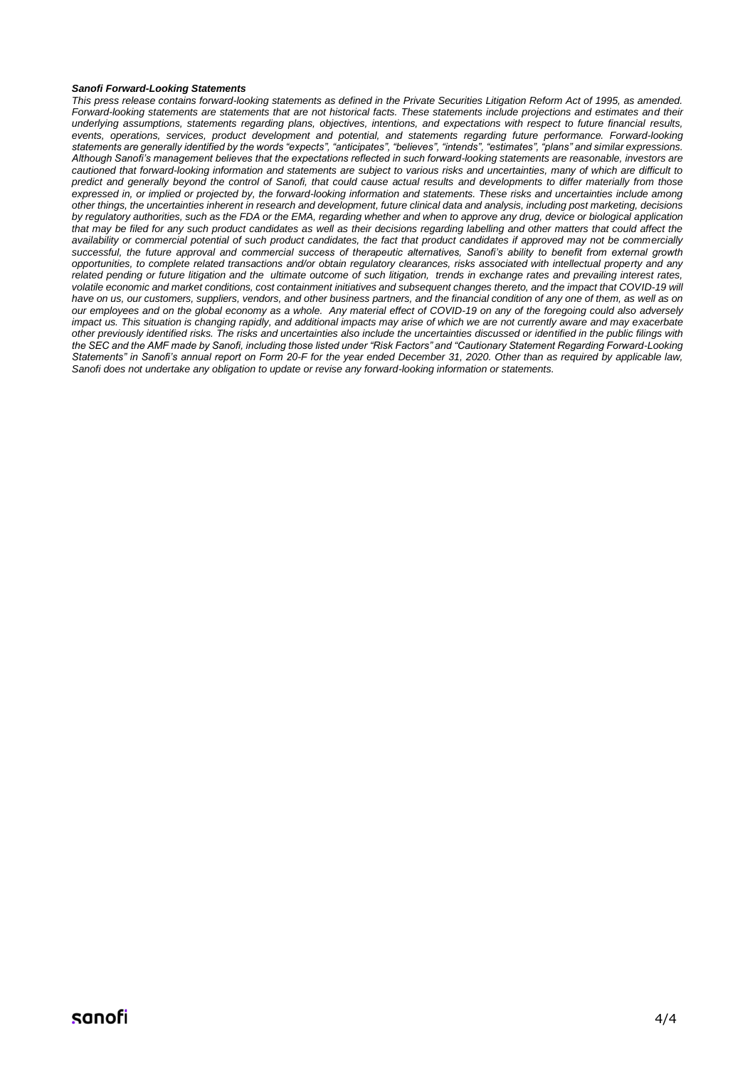***Sanofi Forward-Looking Statements***

*This press release contains forward-looking statements as defined in the Private Securities Litigation Reform Act of 1995, as amended. Forward-looking statements are statements that are not historical facts. These statements include projections and estimates and their underlying assumptions, statements regarding plans, objectives, intentions, and expectations with respect to future financial results, events, operations, services, product development and potential, and statements regarding future performance. Forward-looking statements are generally identified by the words "expects", "anticipates", "believes", "intends", "estimates", "plans" and similar expressions. Although Sanofi's management believes that the expectations reflected in such forward-looking statements are reasonable, investors are cautioned that forward-looking information and statements are subject to various risks and uncertainties, many of which are difficult to predict and generally beyond the control of Sanofi, that could cause actual results and developments to differ materially from those expressed in, or implied or projected by, the forward-looking information and statements. These risks and uncertainties include among other things, the uncertainties inherent in research and development, future clinical data and analysis, including post marketing, decisions by regulatory authorities, such as the FDA or the EMA, regarding whether and when to approve any drug, device or biological application that may be filed for any such product candidates as well as their decisions regarding labelling and other matters that could affect the availability or commercial potential of such product candidates, the fact that product candidates if approved may not be commercially successful, the future approval and commercial success of therapeutic alternatives, Sanofi's ability to benefit from external growth opportunities, to complete related transactions and/or obtain regulatory clearances, risks associated with intellectual property and any related pending or future litigation and the ultimate outcome of such litigation, trends in exchange rates and prevailing interest rates, volatile economic and market conditions, cost containment initiatives and subsequent changes thereto, and the impact that COVID-19 will have on us, our customers, suppliers, vendors, and other business partners, and the financial condition of any one of them, as well as on our employees and on the global economy as a whole. Any material effect of COVID-19 on any of the foregoing could also adversely impact us. This situation is changing rapidly, and additional impacts may arise of which we are not currently aware and may exacerbate other previously identified risks. The risks and uncertainties also include the uncertainties discussed or identified in the public filings with the SEC and the AMF made by Sanofi, including those listed under "Risk Factors" and "Cautionary Statement Regarding Forward-Looking Statements" in Sanofi's annual report on Form 20-F for the year ended December 31, 2020. Other than as required by applicable law, Sanofi does not undertake any obligation to update or revise any forward-looking information or statements.*